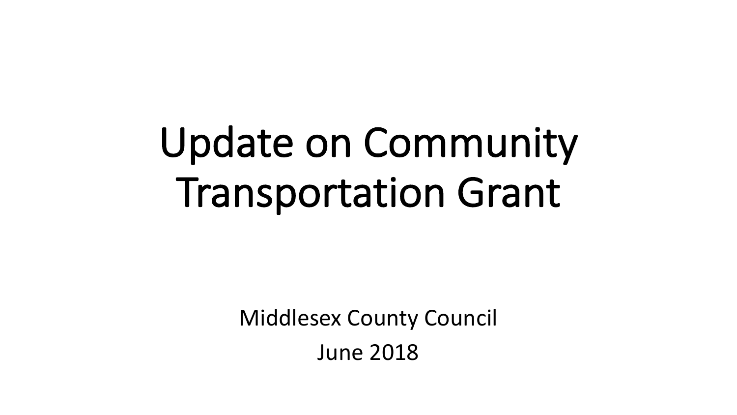# Update on Community Transportation Grant

Middlesex County Council

June 2018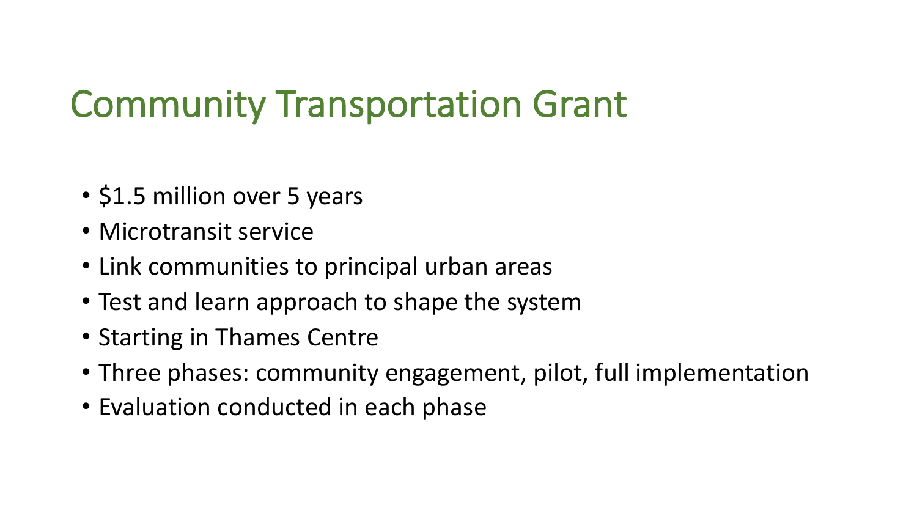# Community Transportation Grant

- $1.5 million over 5 years
- Microtransit service
- Link communities to principal urban areas
- Test and learn approach to shape the system
- Starting in Thames Centre
- Three phases: community engagement, pilot, full implementation
- Evaluation conducted in each phase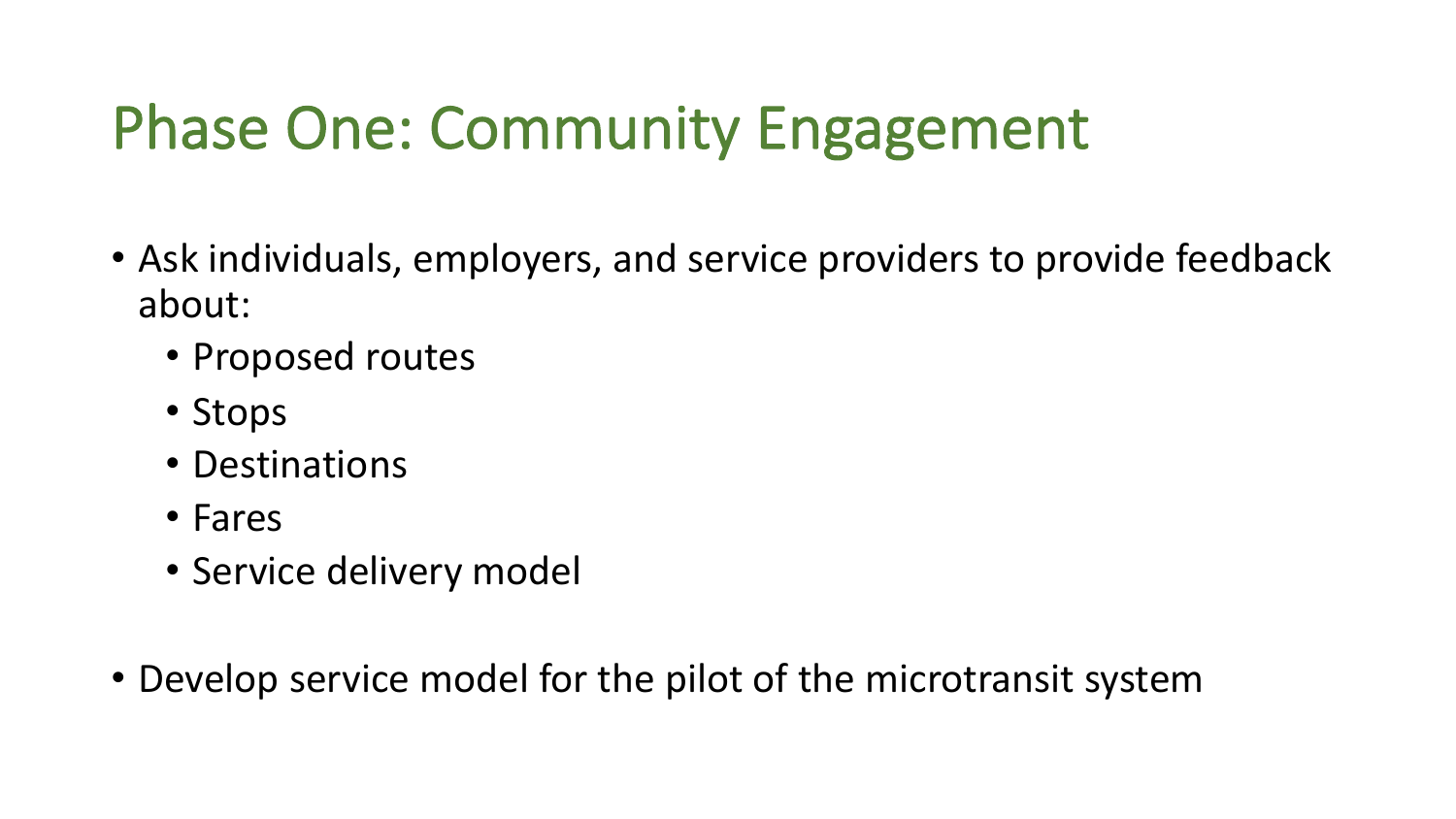# Phase One: Community Engagement

- Ask individuals, employers, and service providers to provide feedback about:
  - Proposed routes
  - Stops
  - Destinations
  - Fares
  - Service delivery model

- Develop service model for the pilot of the microtransit system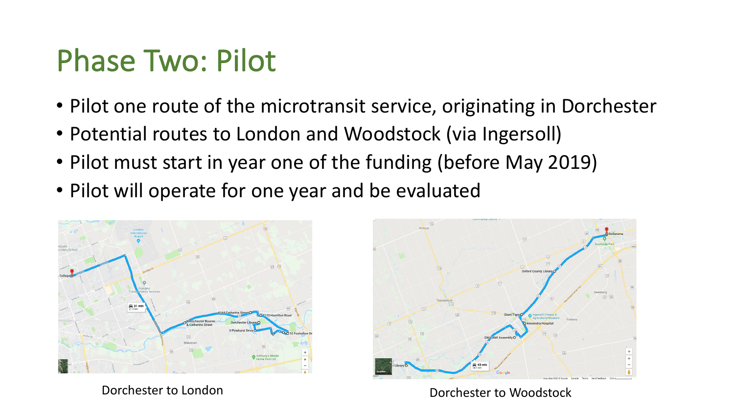# Phase Two: Pilot

- Pilot one route of the microtransit service, originating in Dorchester
- Potential routes to London and Woodstock (via Ingersoll)
- Pilot must start in year one of the funding (before May 2019)
- Pilot will operate for one year and be evaluated

Dorchester to London

Dorchester to Woodstock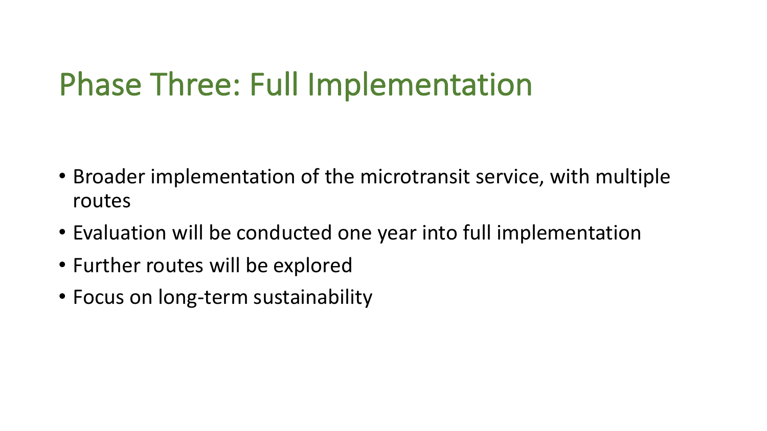# Phase Three: Full Implementation

- Broader implementation of the microtransit service, with multiple routes
- Evaluation will be conducted one year into full implementation
- Further routes will be explored
- Focus on long-term sustainability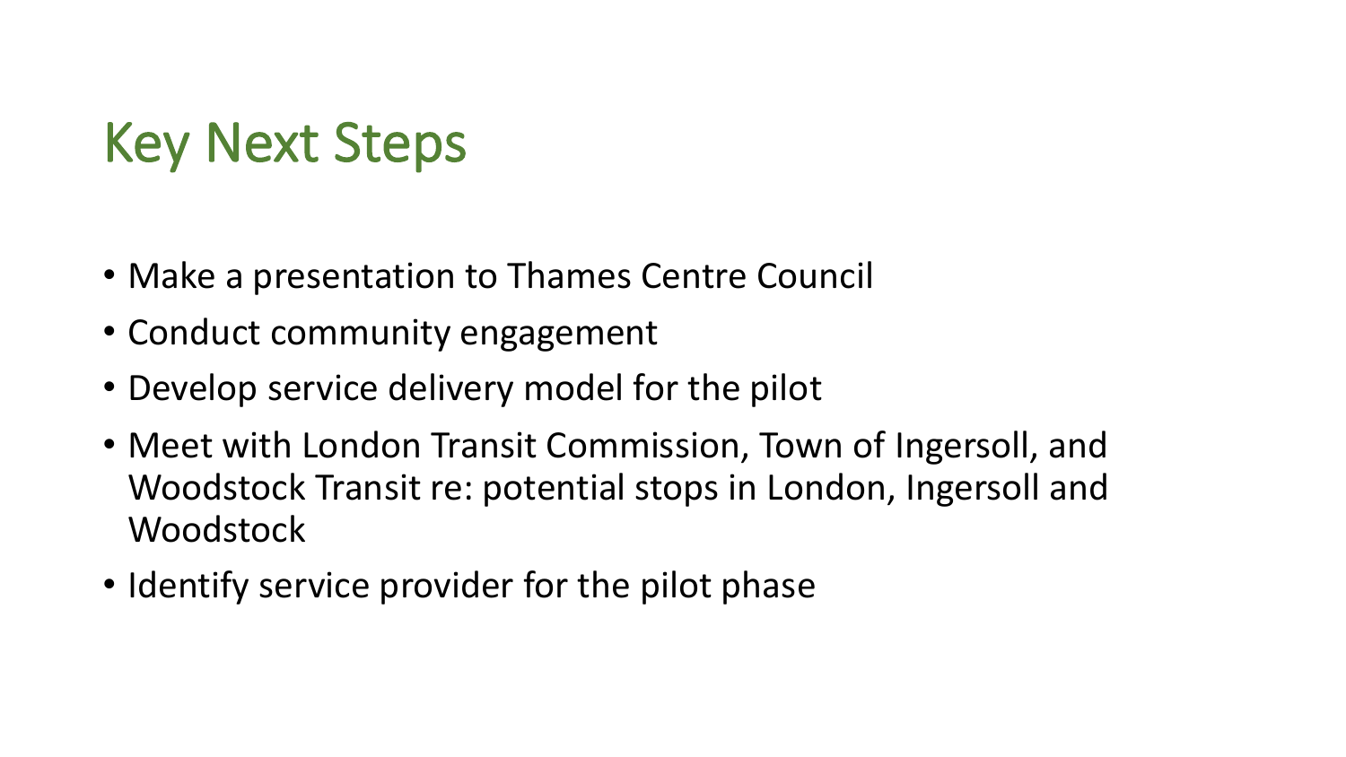# Key Next Steps

- Make a presentation to Thames Centre Council
- Conduct community engagement
- Develop service delivery model for the pilot
- Meet with London Transit Commission, Town of Ingersoll, and Woodstock Transit re: potential stops in London, Ingersoll and Woodstock
- Identify service provider for the pilot phase